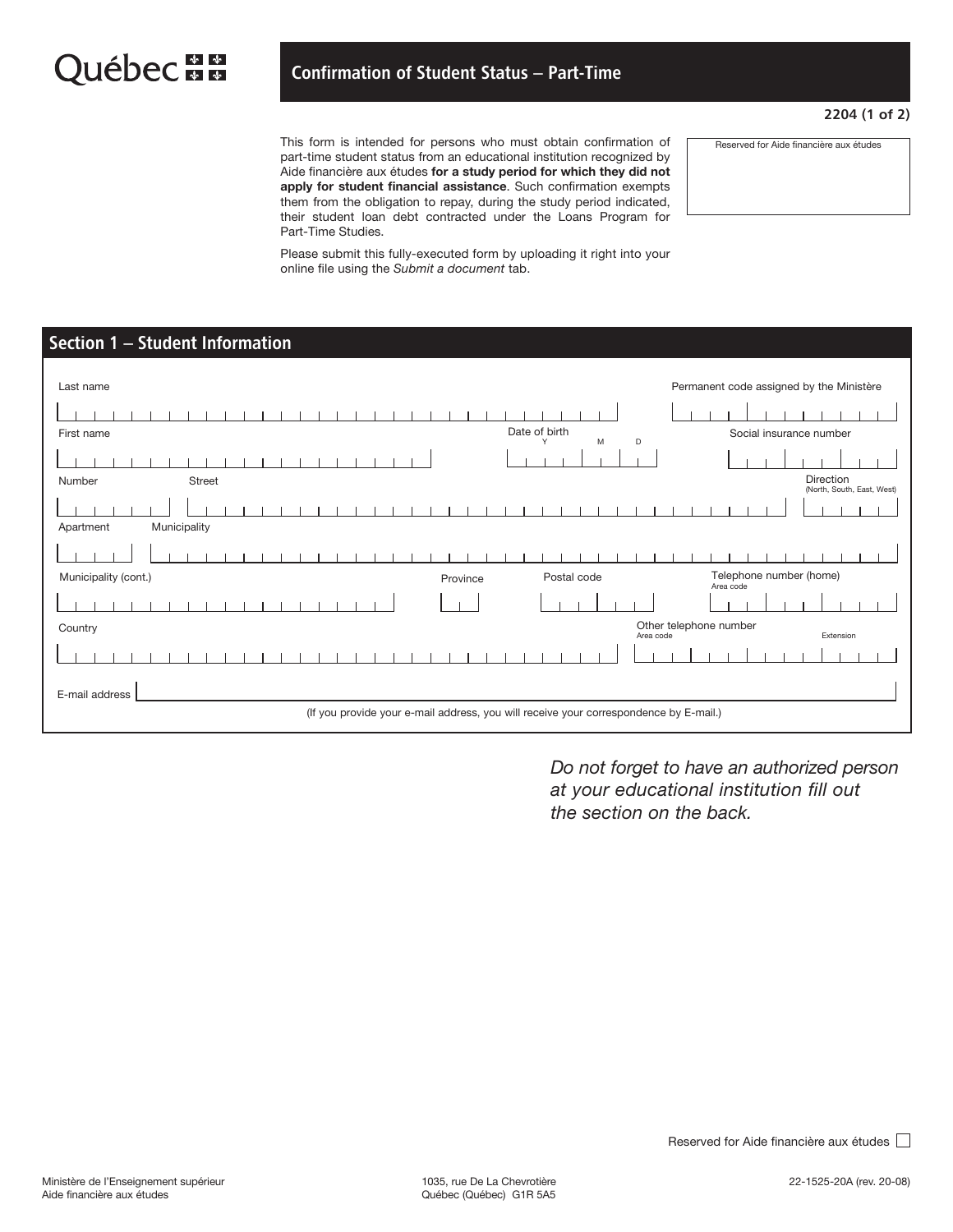Québec

# Confirmation of Student Status – Part-Time

2204 (1 of 2)

This form is intended for persons who must obtain confirmation of part-time student status from an educational institution recognized by Aide financière aux études **for a study period for which they did not apply for student financial assistance**. Such confirmation exempts them from the obligation to repay, during the study period indicated, their student loan debt contracted under the Loans Program for Part-Time Studies.

Please submit this fully-executed form by uploading it right into your online file using the *Submit a document* tab.

Reserved for Aide financière aux études

## Section 1 – Student Information

Last name

Permanent code assigned by the Ministère

First name

Date of birth (Y M D)

Social insurance number

Number

Street

Direction (North, South, East, West)

Apartment

Municipality

Municipality (cont.)

Province

Postal code

Telephone number (home) (Area code)

Country

Other telephone number (Area code, Extension)

E-mail address

(If you provide your e-mail address, you will receive your correspondence by E-mail.)

*Do not forget to have an authorized person at your educational institution fill out the section on the back.*

Reserved for Aide financière aux études ☐

Ministère de l'Enseignement supérieur
Aide financière aux études

1035, rue De La Chevrotière
Québec (Québec) G1R 5A5

22-1525-20A (rev. 20-08)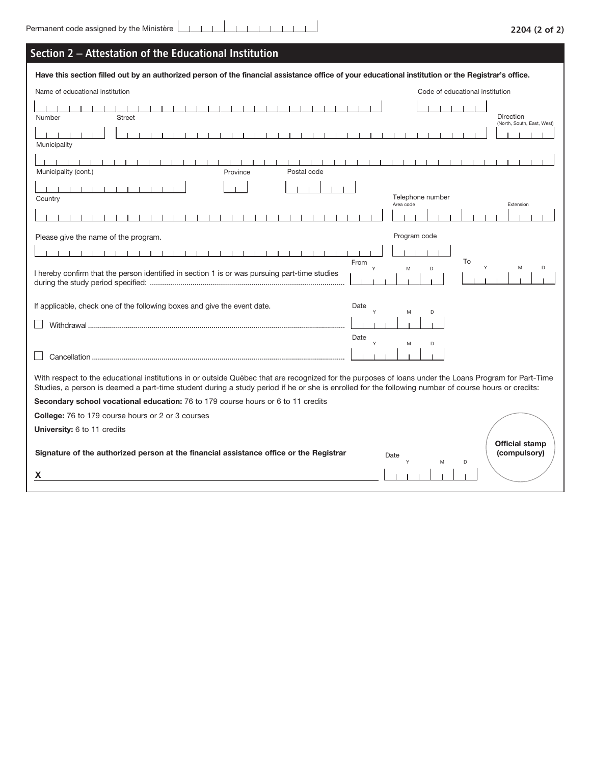Permanent code assigned by the Ministère

## Section 2 – Attestation of the Educational Institution

**Have this section filled out by an authorized person of the financial assistance office of your educational institution or the Registrar's office.**

Name of educational institution

Code of educational institution

Number

Street

Direction (North, South, East, West)

Municipality

Municipality (cont.)

Province

Postal code

Country

Telephone number
Area code
Extension

Please give the name of the program.

Program code

I hereby confirm that the person identified in section 1 is or was pursuing part-time studies during the study period specified: ................................................................................................

From Y M D

To Y M D

If applicable, check one of the following boxes and give the event date.

☐ Withdrawal ................................................................................................ Date Y M D

☐ Cancellation ................................................................................................ Date Y M D

With respect to the educational institutions in or outside Québec that are recognized for the purposes of loans under the Loans Program for Part-Time Studies, a person is deemed a part-time student during a study period if he or she is enrolled for the following number of course hours or credits:

**Secondary school vocational education:** 76 to 179 course hours or 6 to 11 credits

**College:** 76 to 179 course hours or 2 or 3 courses

**University:** 6 to 11 credits

**Signature of the authorized person at the financial assistance office or the Registrar**

X

Date Y M D

**Official stamp (compulsory)**